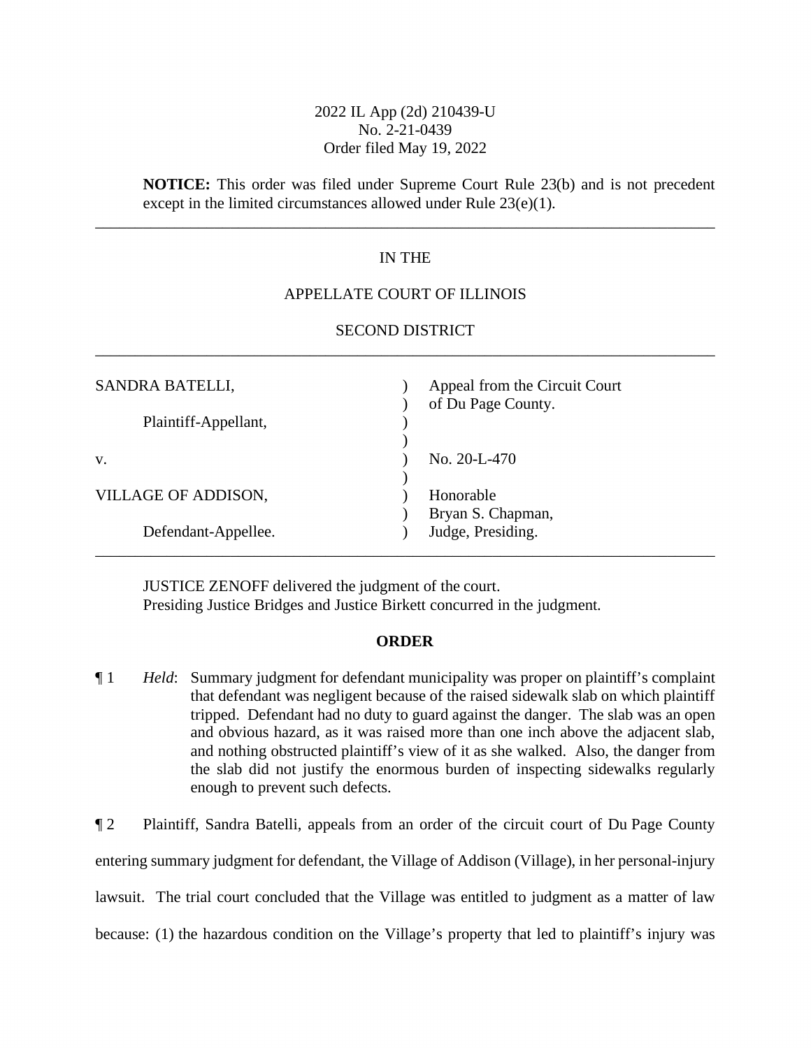2022 IL App (2d) 210439-U
No. 2-21-0439
Order filed May 19, 2022

**NOTICE:** This order was filed under Supreme Court Rule 23(b) and is not precedent except in the limited circumstances allowed under Rule 23(e)(1).

---

IN THE

APPELLATE COURT OF ILLINOIS

SECOND DISTRICT

---

| | | |
|---|---|---|
| SANDRA BATELLI, | ) | Appeal from the Circuit Court |
| | ) | of Du Page County. |
| Plaintiff-Appellant, | ) | |
| | ) | |
| v. | ) | No. 20-L-470 |
| | ) | |
| VILLAGE OF ADDISON, | ) | Honorable |
| | ) | Bryan S. Chapman, |
| Defendant-Appellee. | ) | Judge, Presiding. |

---

JUSTICE ZENOFF delivered the judgment of the court.
Presiding Justice Bridges and Justice Birkett concurred in the judgment.

**ORDER**

¶ 1 *Held*: Summary judgment for defendant municipality was proper on plaintiff's complaint that defendant was negligent because of the raised sidewalk slab on which plaintiff tripped. Defendant had no duty to guard against the danger. The slab was an open and obvious hazard, as it was raised more than one inch above the adjacent slab, and nothing obstructed plaintiff's view of it as she walked. Also, the danger from the slab did not justify the enormous burden of inspecting sidewalks regularly enough to prevent such defects.

¶ 2 Plaintiff, Sandra Batelli, appeals from an order of the circuit court of Du Page County entering summary judgment for defendant, the Village of Addison (Village), in her personal-injury lawsuit. The trial court concluded that the Village was entitled to judgment as a matter of law because: (1) the hazardous condition on the Village's property that led to plaintiff's injury was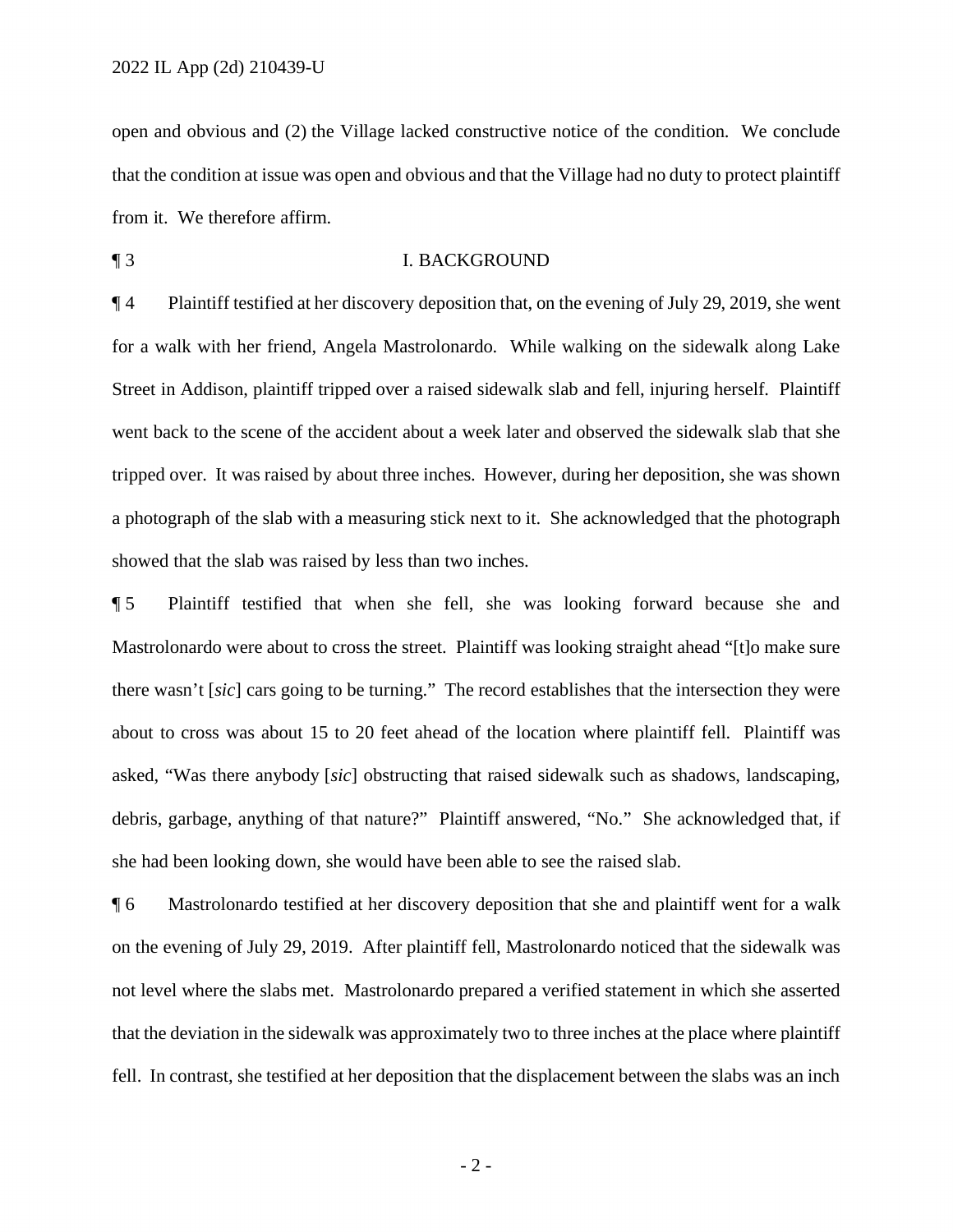open and obvious and (2) the Village lacked constructive notice of the condition. We conclude that the condition at issue was open and obvious and that the Village had no duty to protect plaintiff from it. We therefore affirm.

¶ 3 I. BACKGROUND

¶ 4 Plaintiff testified at her discovery deposition that, on the evening of July 29, 2019, she went for a walk with her friend, Angela Mastrolonardo. While walking on the sidewalk along Lake Street in Addison, plaintiff tripped over a raised sidewalk slab and fell, injuring herself. Plaintiff went back to the scene of the accident about a week later and observed the sidewalk slab that she tripped over. It was raised by about three inches. However, during her deposition, she was shown a photograph of the slab with a measuring stick next to it. She acknowledged that the photograph showed that the slab was raised by less than two inches.

¶ 5 Plaintiff testified that when she fell, she was looking forward because she and Mastrolonardo were about to cross the street. Plaintiff was looking straight ahead "[t]o make sure there wasn't [*sic*] cars going to be turning." The record establishes that the intersection they were about to cross was about 15 to 20 feet ahead of the location where plaintiff fell. Plaintiff was asked, "Was there anybody [*sic*] obstructing that raised sidewalk such as shadows, landscaping, debris, garbage, anything of that nature?" Plaintiff answered, "No." She acknowledged that, if she had been looking down, she would have been able to see the raised slab.

¶ 6 Mastrolonardo testified at her discovery deposition that she and plaintiff went for a walk on the evening of July 29, 2019. After plaintiff fell, Mastrolonardo noticed that the sidewalk was not level where the slabs met. Mastrolonardo prepared a verified statement in which she asserted that the deviation in the sidewalk was approximately two to three inches at the place where plaintiff fell. In contrast, she testified at her deposition that the displacement between the slabs was an inch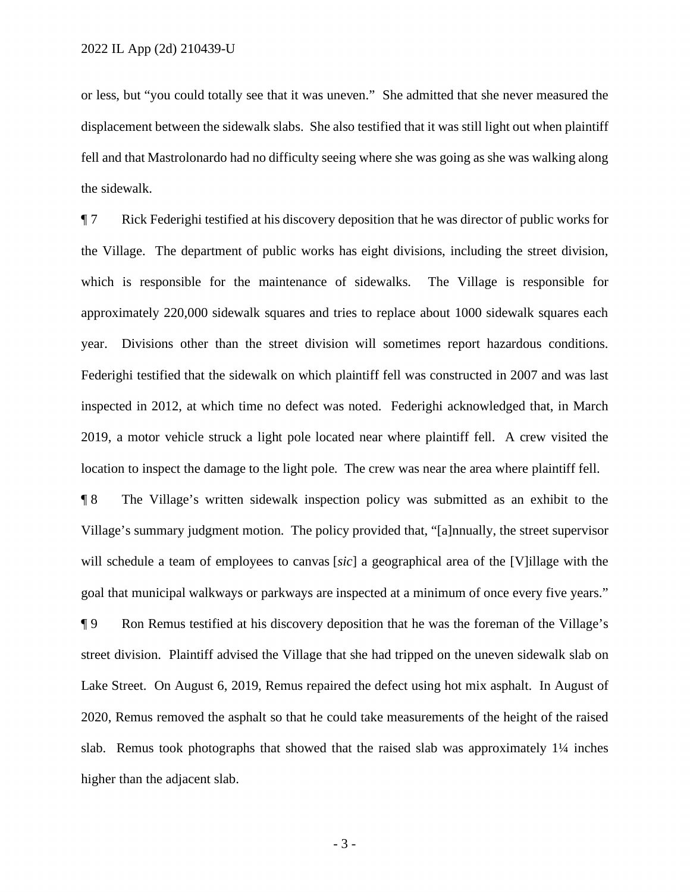or less, but "you could totally see that it was uneven." She admitted that she never measured the displacement between the sidewalk slabs. She also testified that it was still light out when plaintiff fell and that Mastrolonardo had no difficulty seeing where she was going as she was walking along the sidewalk.

¶ 7 Rick Federighi testified at his discovery deposition that he was director of public works for the Village. The department of public works has eight divisions, including the street division, which is responsible for the maintenance of sidewalks. The Village is responsible for approximately 220,000 sidewalk squares and tries to replace about 1000 sidewalk squares each year. Divisions other than the street division will sometimes report hazardous conditions. Federighi testified that the sidewalk on which plaintiff fell was constructed in 2007 and was last inspected in 2012, at which time no defect was noted. Federighi acknowledged that, in March 2019, a motor vehicle struck a light pole located near where plaintiff fell. A crew visited the location to inspect the damage to the light pole. The crew was near the area where plaintiff fell.

¶ 8 The Village's written sidewalk inspection policy was submitted as an exhibit to the Village's summary judgment motion. The policy provided that, "[a]nnually, the street supervisor will schedule a team of employees to canvas [*sic*] a geographical area of the [V]illage with the goal that municipal walkways or parkways are inspected at a minimum of once every five years."

¶ 9 Ron Remus testified at his discovery deposition that he was the foreman of the Village's street division. Plaintiff advised the Village that she had tripped on the uneven sidewalk slab on Lake Street. On August 6, 2019, Remus repaired the defect using hot mix asphalt. In August of 2020, Remus removed the asphalt so that he could take measurements of the height of the raised slab. Remus took photographs that showed that the raised slab was approximately 1¼ inches higher than the adjacent slab.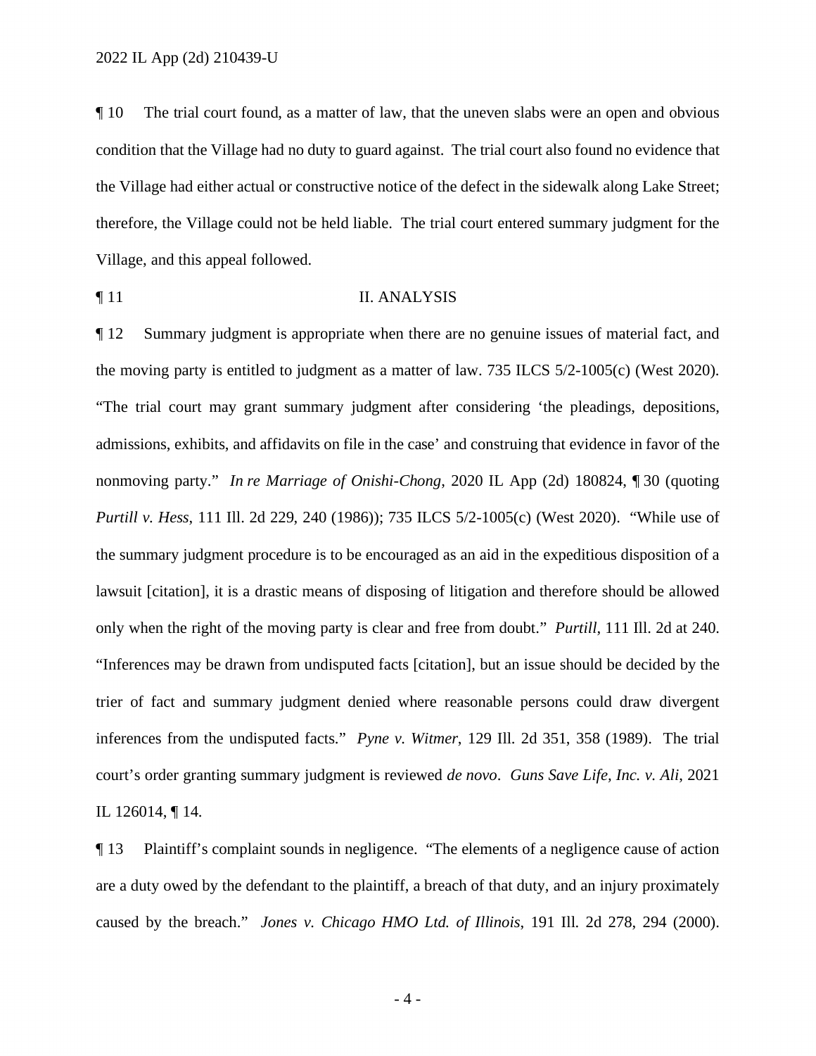¶ 10 The trial court found, as a matter of law, that the uneven slabs were an open and obvious condition that the Village had no duty to guard against. The trial court also found no evidence that the Village had either actual or constructive notice of the defect in the sidewalk along Lake Street; therefore, the Village could not be held liable. The trial court entered summary judgment for the Village, and this appeal followed.

¶ 11 II. ANALYSIS

¶ 12 Summary judgment is appropriate when there are no genuine issues of material fact, and the moving party is entitled to judgment as a matter of law. 735 ILCS 5/2-1005(c) (West 2020). "The trial court may grant summary judgment after considering 'the pleadings, depositions, admissions, exhibits, and affidavits on file in the case' and construing that evidence in favor of the nonmoving party." *In re Marriage of Onishi-Chong*, 2020 IL App (2d) 180824, ¶ 30 (quoting *Purtill v. Hess*, 111 Ill. 2d 229, 240 (1986)); 735 ILCS 5/2-1005(c) (West 2020). "While use of the summary judgment procedure is to be encouraged as an aid in the expeditious disposition of a lawsuit [citation], it is a drastic means of disposing of litigation and therefore should be allowed only when the right of the moving party is clear and free from doubt." *Purtill*, 111 Ill. 2d at 240. "Inferences may be drawn from undisputed facts [citation], but an issue should be decided by the trier of fact and summary judgment denied where reasonable persons could draw divergent inferences from the undisputed facts." *Pyne v. Witmer*, 129 Ill. 2d 351, 358 (1989). The trial court's order granting summary judgment is reviewed *de novo*. *Guns Save Life, Inc. v. Ali*, 2021 IL 126014, ¶ 14.

¶ 13 Plaintiff's complaint sounds in negligence. "The elements of a negligence cause of action are a duty owed by the defendant to the plaintiff, a breach of that duty, and an injury proximately caused by the breach." *Jones v. Chicago HMO Ltd. of Illinois*, 191 Ill. 2d 278, 294 (2000).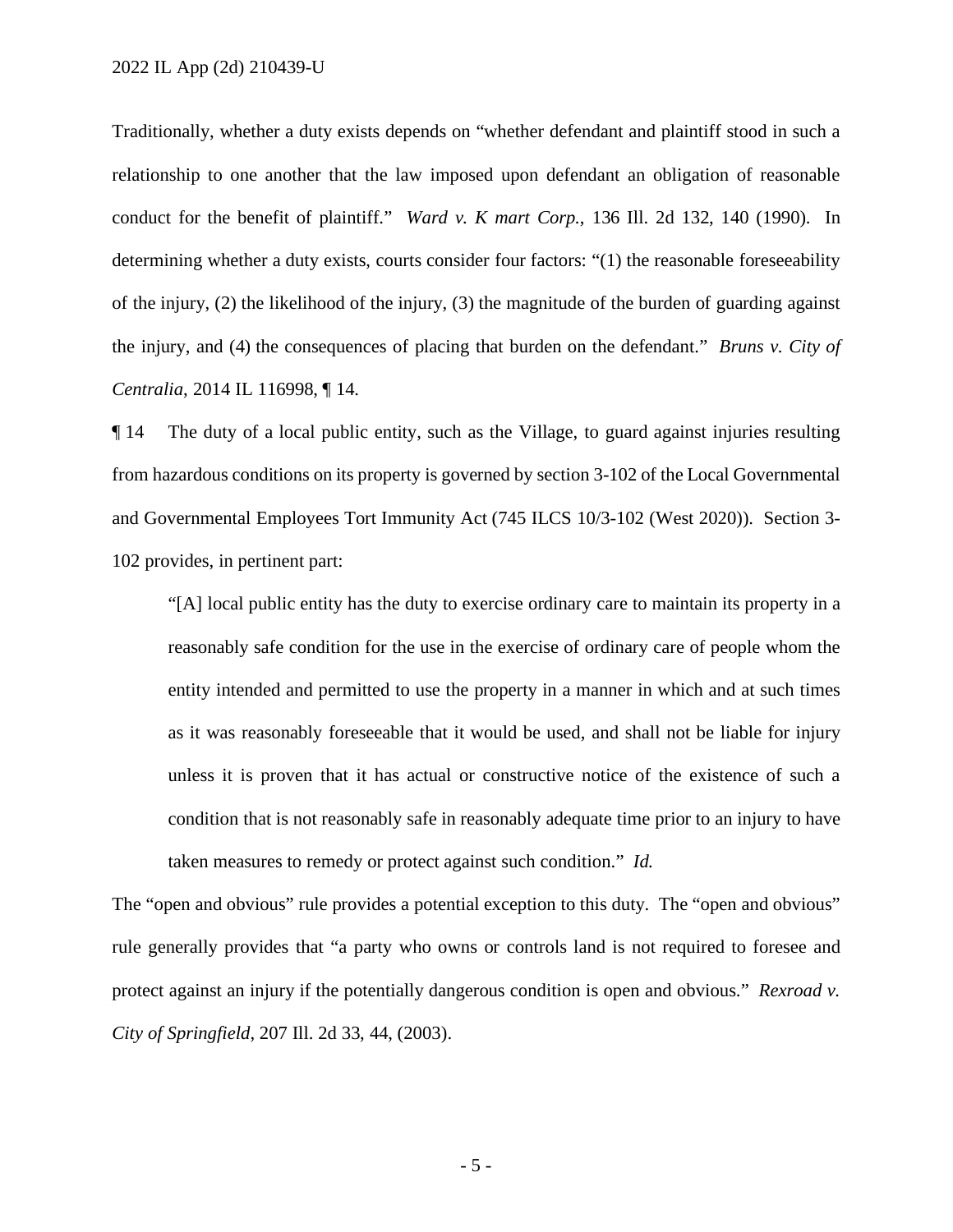Traditionally, whether a duty exists depends on "whether defendant and plaintiff stood in such a relationship to one another that the law imposed upon defendant an obligation of reasonable conduct for the benefit of plaintiff." *Ward v. K mart Corp.*, 136 Ill. 2d 132, 140 (1990). In determining whether a duty exists, courts consider four factors: "(1) the reasonable foreseeability of the injury, (2) the likelihood of the injury, (3) the magnitude of the burden of guarding against the injury, and (4) the consequences of placing that burden on the defendant." *Bruns v. City of Centralia*, 2014 IL 116998, ¶ 14.

¶ 14 The duty of a local public entity, such as the Village, to guard against injuries resulting from hazardous conditions on its property is governed by section 3-102 of the Local Governmental and Governmental Employees Tort Immunity Act (745 ILCS 10/3-102 (West 2020)). Section 3-102 provides, in pertinent part:

> "[A] local public entity has the duty to exercise ordinary care to maintain its property in a reasonably safe condition for the use in the exercise of ordinary care of people whom the entity intended and permitted to use the property in a manner in which and at such times as it was reasonably foreseeable that it would be used, and shall not be liable for injury unless it is proven that it has actual or constructive notice of the existence of such a condition that is not reasonably safe in reasonably adequate time prior to an injury to have taken measures to remedy or protect against such condition." *Id.*

The "open and obvious" rule provides a potential exception to this duty. The "open and obvious" rule generally provides that "a party who owns or controls land is not required to foresee and protect against an injury if the potentially dangerous condition is open and obvious." *Rexroad v. City of Springfield*, 207 Ill. 2d 33, 44, (2003).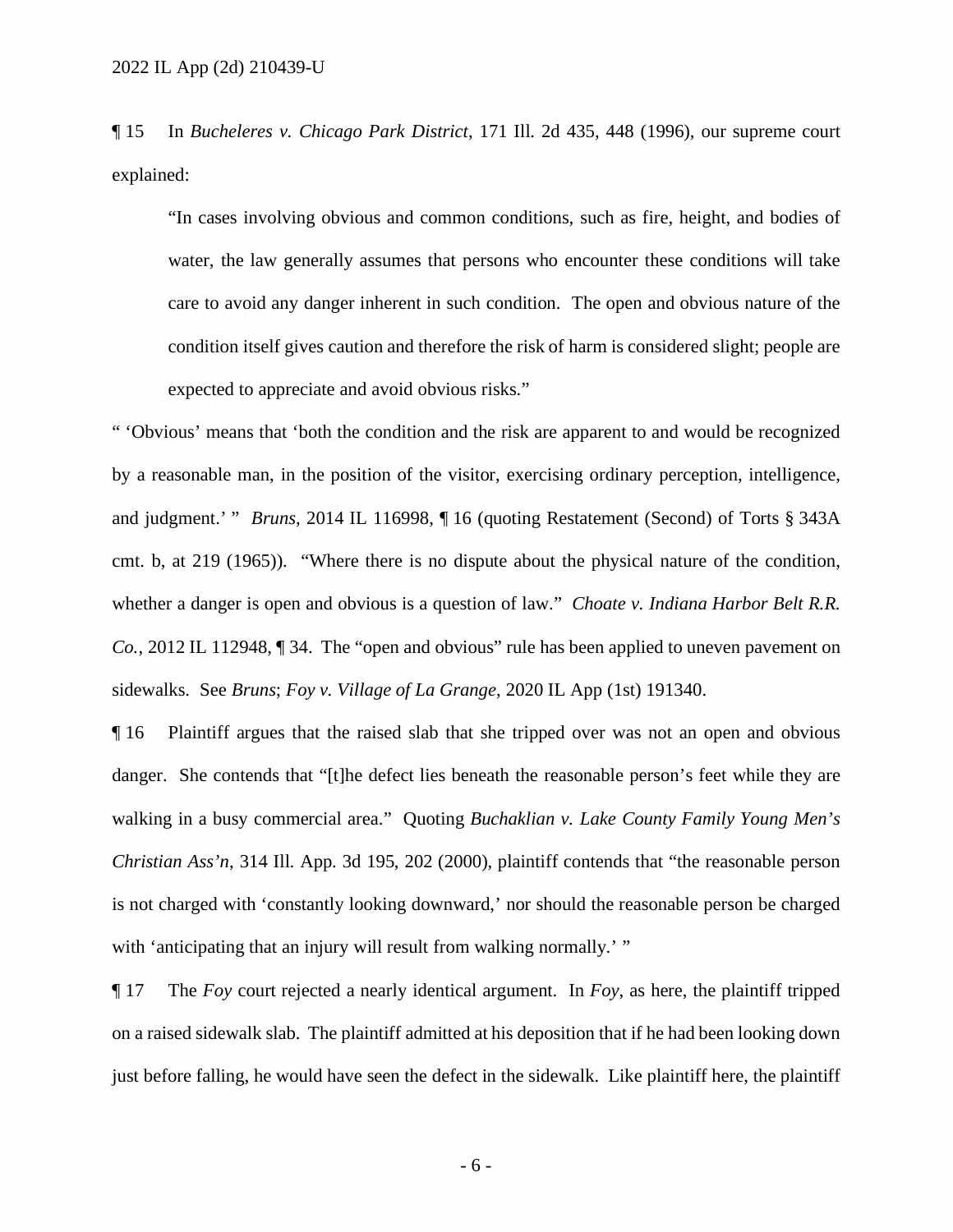¶ 15 In *Bucheleres v. Chicago Park District*, 171 Ill. 2d 435, 448 (1996), our supreme court explained:

> "In cases involving obvious and common conditions, such as fire, height, and bodies of water, the law generally assumes that persons who encounter these conditions will take care to avoid any danger inherent in such condition. The open and obvious nature of the condition itself gives caution and therefore the risk of harm is considered slight; people are expected to appreciate and avoid obvious risks."

" 'Obvious' means that 'both the condition and the risk are apparent to and would be recognized by a reasonable man, in the position of the visitor, exercising ordinary perception, intelligence, and judgment.' " *Bruns*, 2014 IL 116998, ¶ 16 (quoting Restatement (Second) of Torts § 343A cmt. b, at 219 (1965)). "Where there is no dispute about the physical nature of the condition, whether a danger is open and obvious is a question of law." *Choate v. Indiana Harbor Belt R.R. Co.*, 2012 IL 112948, ¶ 34. The "open and obvious" rule has been applied to uneven pavement on sidewalks. See *Bruns*; *Foy v. Village of La Grange*, 2020 IL App (1st) 191340.

¶ 16 Plaintiff argues that the raised slab that she tripped over was not an open and obvious danger. She contends that "[t]he defect lies beneath the reasonable person's feet while they are walking in a busy commercial area." Quoting *Buchaklian v. Lake County Family Young Men's Christian Ass'n*, 314 Ill. App. 3d 195, 202 (2000), plaintiff contends that "the reasonable person is not charged with 'constantly looking downward,' nor should the reasonable person be charged with 'anticipating that an injury will result from walking normally.' "

¶ 17 The *Foy* court rejected a nearly identical argument. In *Foy*, as here, the plaintiff tripped on a raised sidewalk slab. The plaintiff admitted at his deposition that if he had been looking down just before falling, he would have seen the defect in the sidewalk. Like plaintiff here, the plaintiff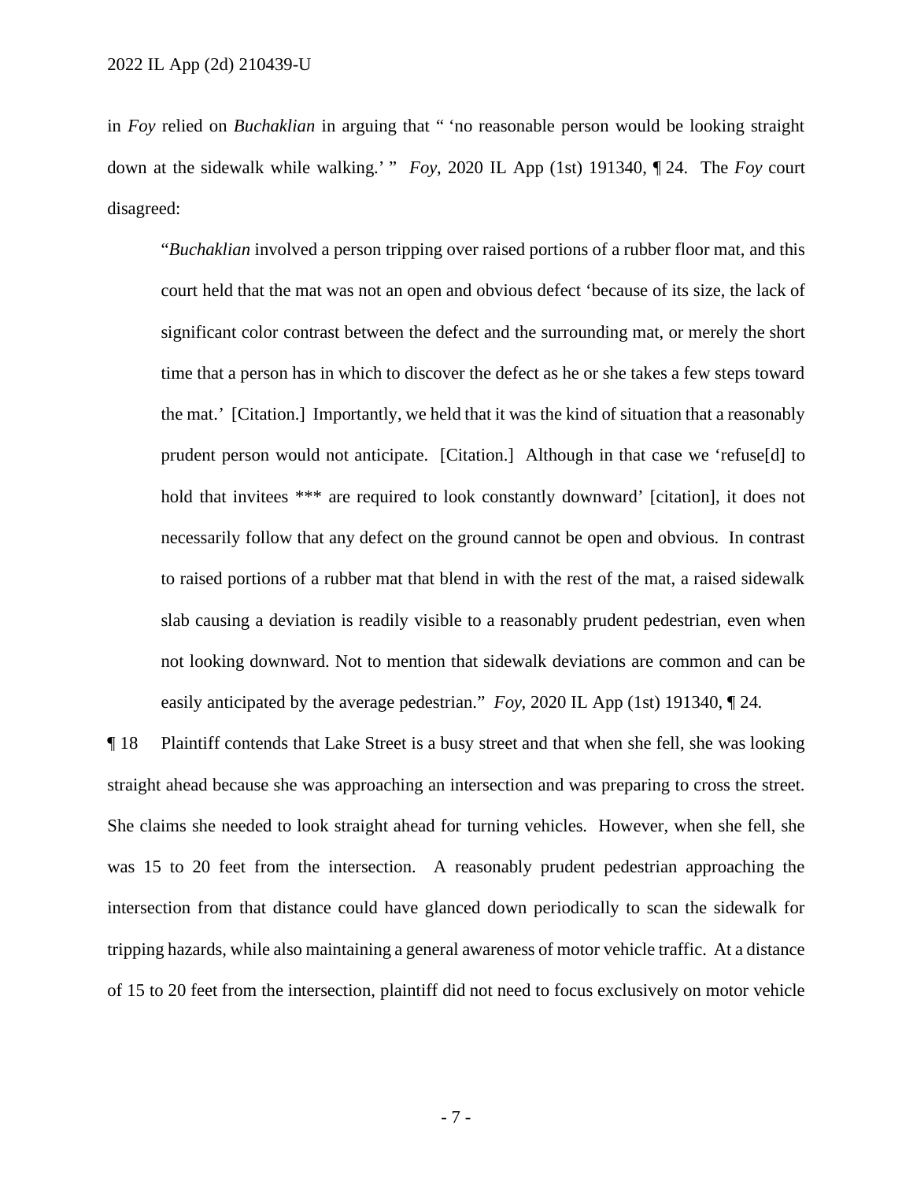in *Foy* relied on *Buchaklian* in arguing that " 'no reasonable person would be looking straight down at the sidewalk while walking.' " *Foy*, 2020 IL App (1st) 191340, ¶ 24. The *Foy* court disagreed:

> "*Buchaklian* involved a person tripping over raised portions of a rubber floor mat, and this court held that the mat was not an open and obvious defect 'because of its size, the lack of significant color contrast between the defect and the surrounding mat, or merely the short time that a person has in which to discover the defect as he or she takes a few steps toward the mat.' [Citation.] Importantly, we held that it was the kind of situation that a reasonably prudent person would not anticipate. [Citation.] Although in that case we 'refuse[d] to hold that invitees *** are required to look constantly downward' [citation], it does not necessarily follow that any defect on the ground cannot be open and obvious. In contrast to raised portions of a rubber mat that blend in with the rest of the mat, a raised sidewalk slab causing a deviation is readily visible to a reasonably prudent pedestrian, even when not looking downward. Not to mention that sidewalk deviations are common and can be easily anticipated by the average pedestrian." *Foy*, 2020 IL App (1st) 191340, ¶ 24.

¶ 18 Plaintiff contends that Lake Street is a busy street and that when she fell, she was looking straight ahead because she was approaching an intersection and was preparing to cross the street. She claims she needed to look straight ahead for turning vehicles. However, when she fell, she was 15 to 20 feet from the intersection. A reasonably prudent pedestrian approaching the intersection from that distance could have glanced down periodically to scan the sidewalk for tripping hazards, while also maintaining a general awareness of motor vehicle traffic. At a distance of 15 to 20 feet from the intersection, plaintiff did not need to focus exclusively on motor vehicle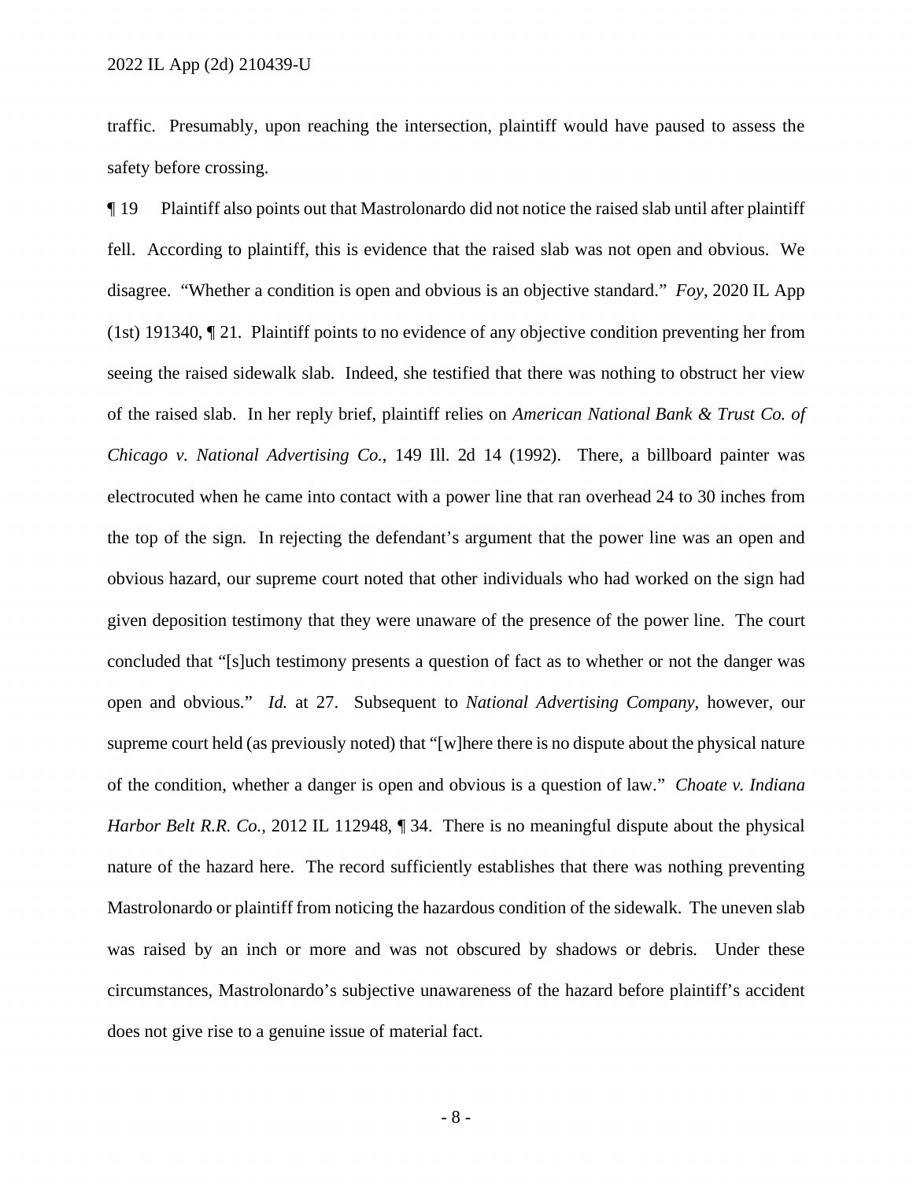traffic. Presumably, upon reaching the intersection, plaintiff would have paused to assess the safety before crossing.

¶ 19 Plaintiff also points out that Mastrolonardo did not notice the raised slab until after plaintiff fell. According to plaintiff, this is evidence that the raised slab was not open and obvious. We disagree. "Whether a condition is open and obvious is an objective standard." *Foy*, 2020 IL App (1st) 191340, ¶ 21. Plaintiff points to no evidence of any objective condition preventing her from seeing the raised sidewalk slab. Indeed, she testified that there was nothing to obstruct her view of the raised slab. In her reply brief, plaintiff relies on *American National Bank & Trust Co. of Chicago v. National Advertising Co.*, 149 Ill. 2d 14 (1992). There, a billboard painter was electrocuted when he came into contact with a power line that ran overhead 24 to 30 inches from the top of the sign. In rejecting the defendant's argument that the power line was an open and obvious hazard, our supreme court noted that other individuals who had worked on the sign had given deposition testimony that they were unaware of the presence of the power line. The court concluded that "[s]uch testimony presents a question of fact as to whether or not the danger was open and obvious." *Id.* at 27. Subsequent to *National Advertising Company*, however, our supreme court held (as previously noted) that "[w]here there is no dispute about the physical nature of the condition, whether a danger is open and obvious is a question of law." *Choate v. Indiana Harbor Belt R.R. Co.*, 2012 IL 112948, ¶ 34. There is no meaningful dispute about the physical nature of the hazard here. The record sufficiently establishes that there was nothing preventing Mastrolonardo or plaintiff from noticing the hazardous condition of the sidewalk. The uneven slab was raised by an inch or more and was not obscured by shadows or debris. Under these circumstances, Mastrolonardo's subjective unawareness of the hazard before plaintiff's accident does not give rise to a genuine issue of material fact.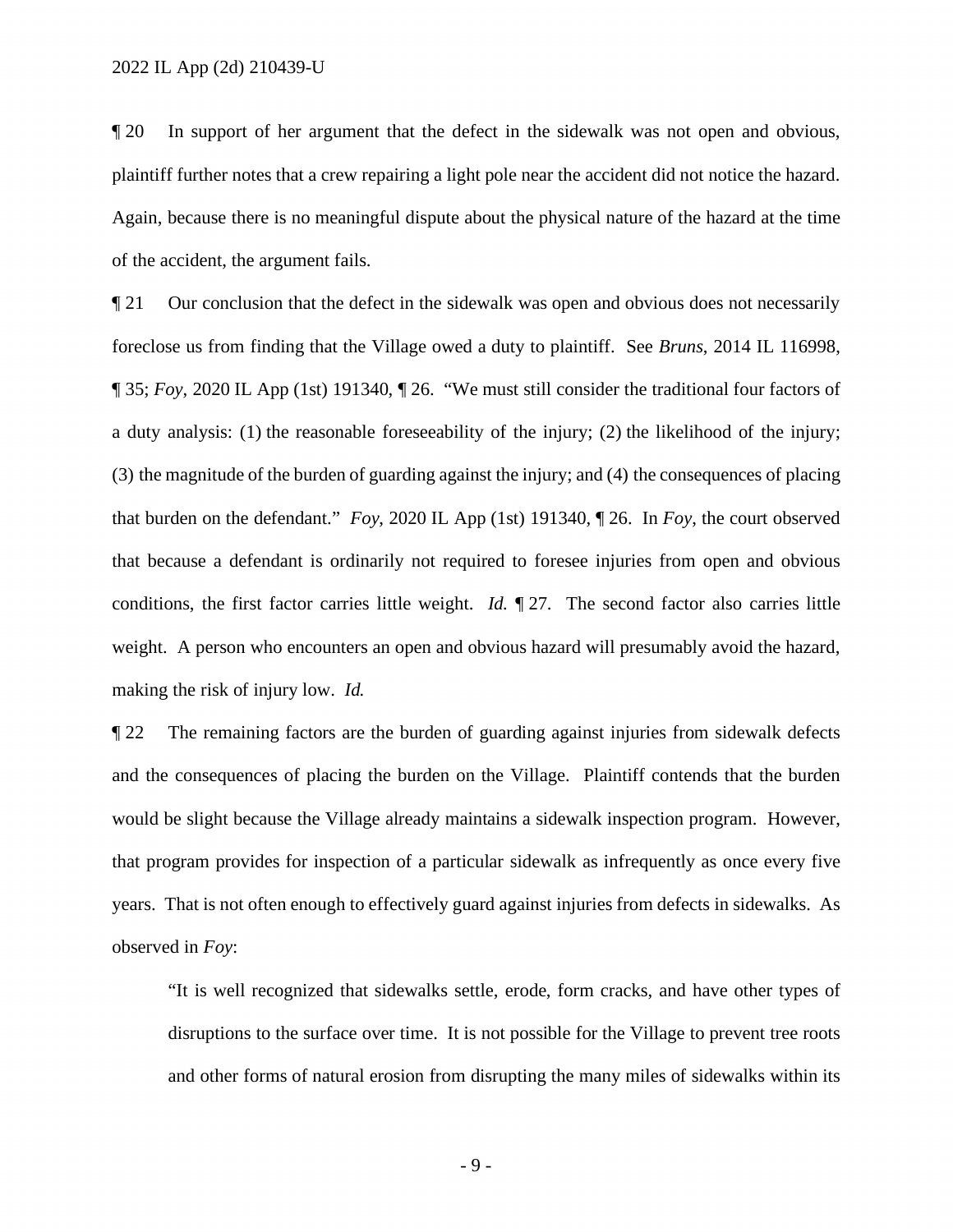¶ 20 In support of her argument that the defect in the sidewalk was not open and obvious, plaintiff further notes that a crew repairing a light pole near the accident did not notice the hazard. Again, because there is no meaningful dispute about the physical nature of the hazard at the time of the accident, the argument fails.

¶ 21 Our conclusion that the defect in the sidewalk was open and obvious does not necessarily foreclose us from finding that the Village owed a duty to plaintiff. See *Bruns*, 2014 IL 116998, ¶ 35; *Foy*, 2020 IL App (1st) 191340, ¶ 26. "We must still consider the traditional four factors of a duty analysis: (1) the reasonable foreseeability of the injury; (2) the likelihood of the injury; (3) the magnitude of the burden of guarding against the injury; and (4) the consequences of placing that burden on the defendant." *Foy*, 2020 IL App (1st) 191340, ¶ 26. In *Foy*, the court observed that because a defendant is ordinarily not required to foresee injuries from open and obvious conditions, the first factor carries little weight. *Id.* ¶ 27. The second factor also carries little weight. A person who encounters an open and obvious hazard will presumably avoid the hazard, making the risk of injury low. *Id.*

¶ 22 The remaining factors are the burden of guarding against injuries from sidewalk defects and the consequences of placing the burden on the Village. Plaintiff contends that the burden would be slight because the Village already maintains a sidewalk inspection program. However, that program provides for inspection of a particular sidewalk as infrequently as once every five years. That is not often enough to effectively guard against injuries from defects in sidewalks. As observed in *Foy*:

> "It is well recognized that sidewalks settle, erode, form cracks, and have other types of disruptions to the surface over time. It is not possible for the Village to prevent tree roots and other forms of natural erosion from disrupting the many miles of sidewalks within its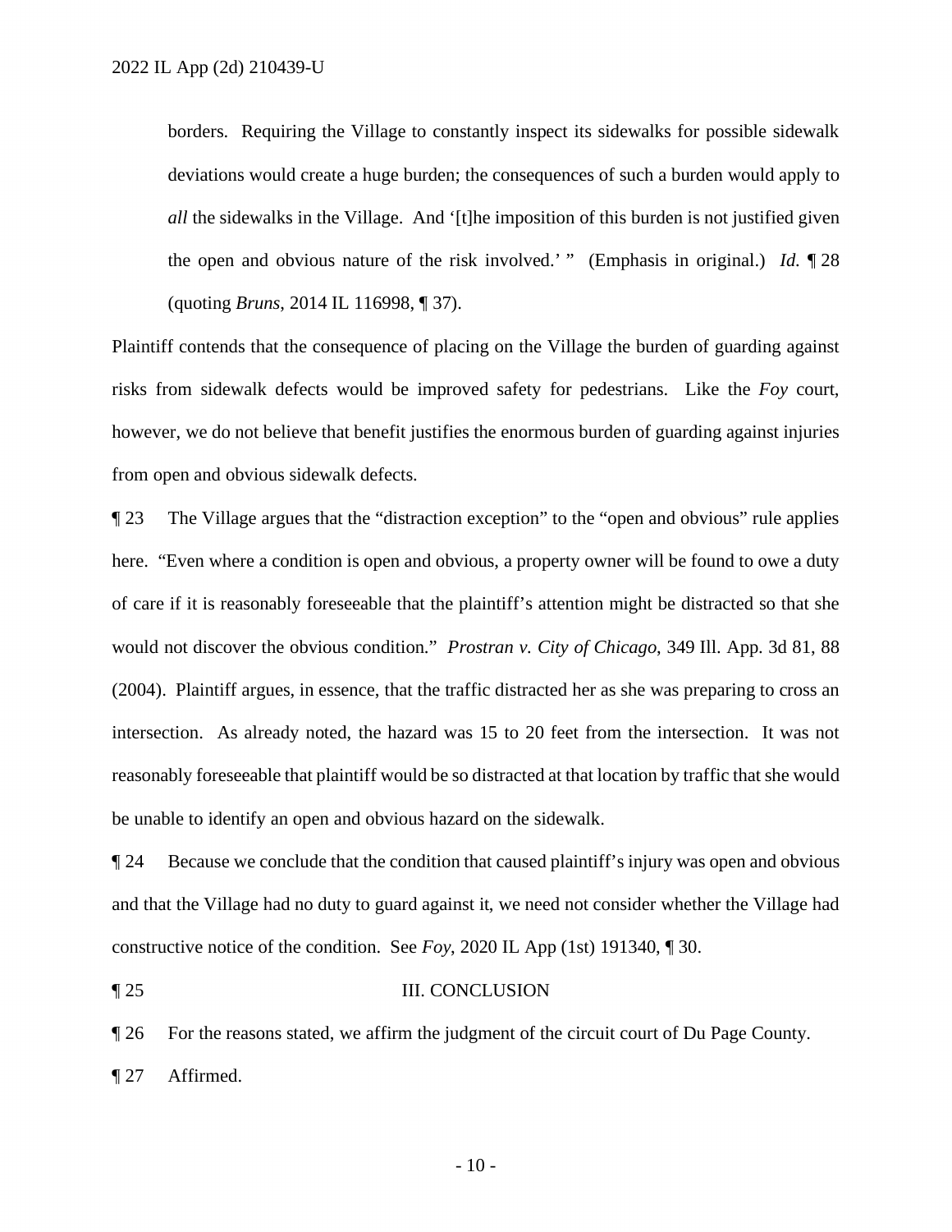borders. Requiring the Village to constantly inspect its sidewalks for possible sidewalk deviations would create a huge burden; the consequences of such a burden would apply to *all* the sidewalks in the Village. And '[t]he imposition of this burden is not justified given the open and obvious nature of the risk involved.' " (Emphasis in original.) *Id.* ¶ 28 (quoting *Bruns*, 2014 IL 116998, ¶ 37).

Plaintiff contends that the consequence of placing on the Village the burden of guarding against risks from sidewalk defects would be improved safety for pedestrians. Like the *Foy* court, however, we do not believe that benefit justifies the enormous burden of guarding against injuries from open and obvious sidewalk defects.

¶ 23 The Village argues that the "distraction exception" to the "open and obvious" rule applies here. "Even where a condition is open and obvious, a property owner will be found to owe a duty of care if it is reasonably foreseeable that the plaintiff's attention might be distracted so that she would not discover the obvious condition." *Prostran v. City of Chicago*, 349 Ill. App. 3d 81, 88 (2004). Plaintiff argues, in essence, that the traffic distracted her as she was preparing to cross an intersection. As already noted, the hazard was 15 to 20 feet from the intersection. It was not reasonably foreseeable that plaintiff would be so distracted at that location by traffic that she would be unable to identify an open and obvious hazard on the sidewalk.

¶ 24 Because we conclude that the condition that caused plaintiff's injury was open and obvious and that the Village had no duty to guard against it, we need not consider whether the Village had constructive notice of the condition. See *Foy*, 2020 IL App (1st) 191340, ¶ 30.

## ¶ 25 III. CONCLUSION

¶ 26 For the reasons stated, we affirm the judgment of the circuit court of Du Page County.

¶ 27 Affirmed.